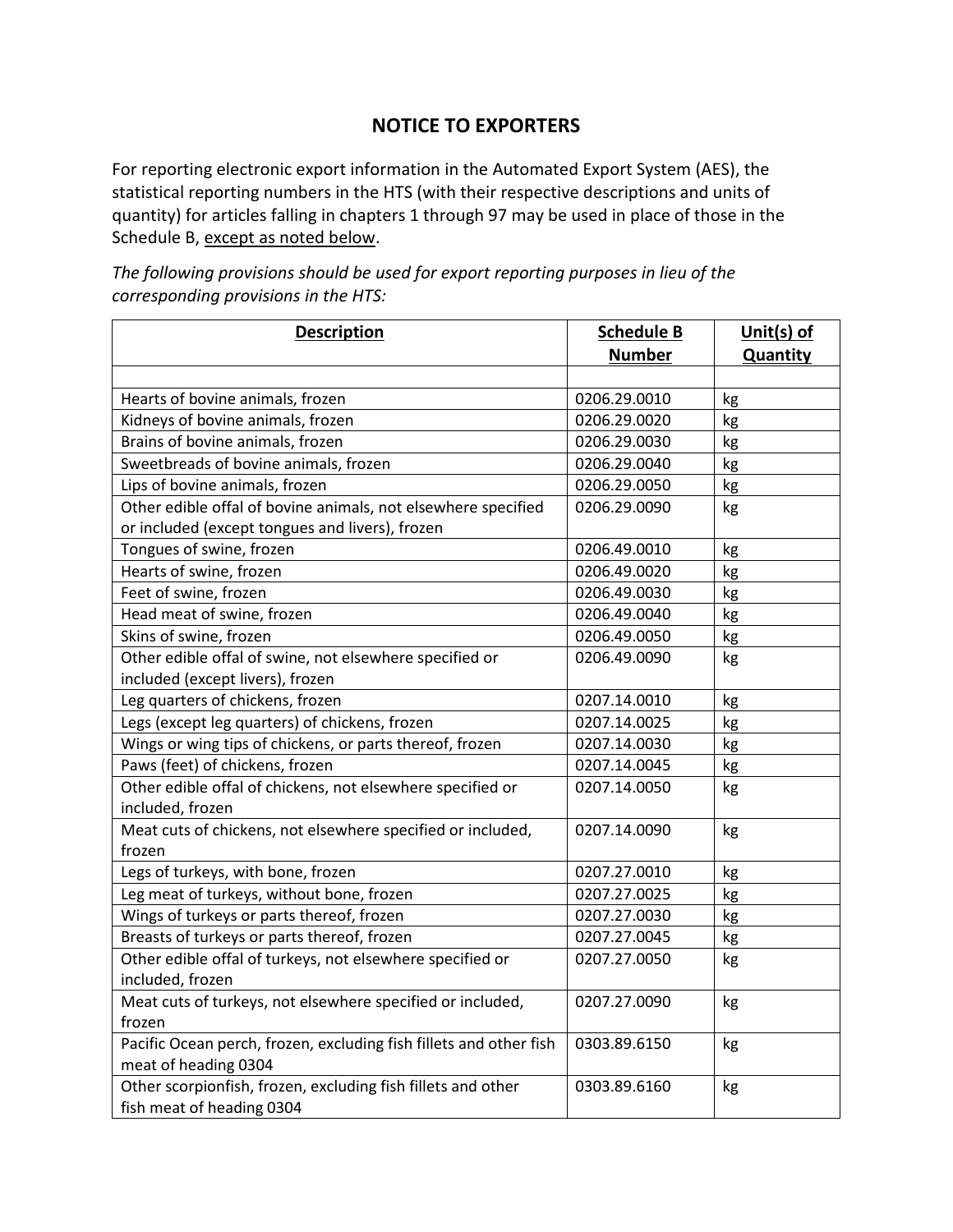# NOTICE TO EXPORTERS

For reporting electronic export information in the Automated Export System (AES), the statistical reporting numbers in the HTS (with their respective descriptions and units of quantity) for articles falling in chapters 1 through 97 may be used in place of those in the Schedule B, <u>except as noted below</u>.

*The following provisions should be used for export reporting purposes in lieu of the corresponding provisions in the HTS:*

| **Description** | **Schedule B Number** | **Unit(s) of Quantity** |
|---|---|---|
| | | |
| Hearts of bovine animals, frozen | 0206.29.0010 | kg |
| Kidneys of bovine animals, frozen | 0206.29.0020 | kg |
| Brains of bovine animals, frozen | 0206.29.0030 | kg |
| Sweetbreads of bovine animals, frozen | 0206.29.0040 | kg |
| Lips of bovine animals, frozen | 0206.29.0050 | kg |
| Other edible offal of bovine animals, not elsewhere specified or included (except tongues and livers), frozen | 0206.29.0090 | kg |
| Tongues of swine, frozen | 0206.49.0010 | kg |
| Hearts of swine, frozen | 0206.49.0020 | kg |
| Feet of swine, frozen | 0206.49.0030 | kg |
| Head meat of swine, frozen | 0206.49.0040 | kg |
| Skins of swine, frozen | 0206.49.0050 | kg |
| Other edible offal of swine, not elsewhere specified or included (except livers), frozen | 0206.49.0090 | kg |
| Leg quarters of chickens, frozen | 0207.14.0010 | kg |
| Legs (except leg quarters) of chickens, frozen | 0207.14.0025 | kg |
| Wings or wing tips of chickens, or parts thereof, frozen | 0207.14.0030 | kg |
| Paws (feet) of chickens, frozen | 0207.14.0045 | kg |
| Other edible offal of chickens, not elsewhere specified or included, frozen | 0207.14.0050 | kg |
| Meat cuts of chickens, not elsewhere specified or included, frozen | 0207.14.0090 | kg |
| Legs of turkeys, with bone, frozen | 0207.27.0010 | kg |
| Leg meat of turkeys, without bone, frozen | 0207.27.0025 | kg |
| Wings of turkeys or parts thereof, frozen | 0207.27.0030 | kg |
| Breasts of turkeys or parts thereof, frozen | 0207.27.0045 | kg |
| Other edible offal of turkeys, not elsewhere specified or included, frozen | 0207.27.0050 | kg |
| Meat cuts of turkeys, not elsewhere specified or included, frozen | 0207.27.0090 | kg |
| Pacific Ocean perch, frozen, excluding fish fillets and other fish meat of heading 0304 | 0303.89.6150 | kg |
| Other scorpionfish, frozen, excluding fish fillets and other fish meat of heading 0304 | 0303.89.6160 | kg |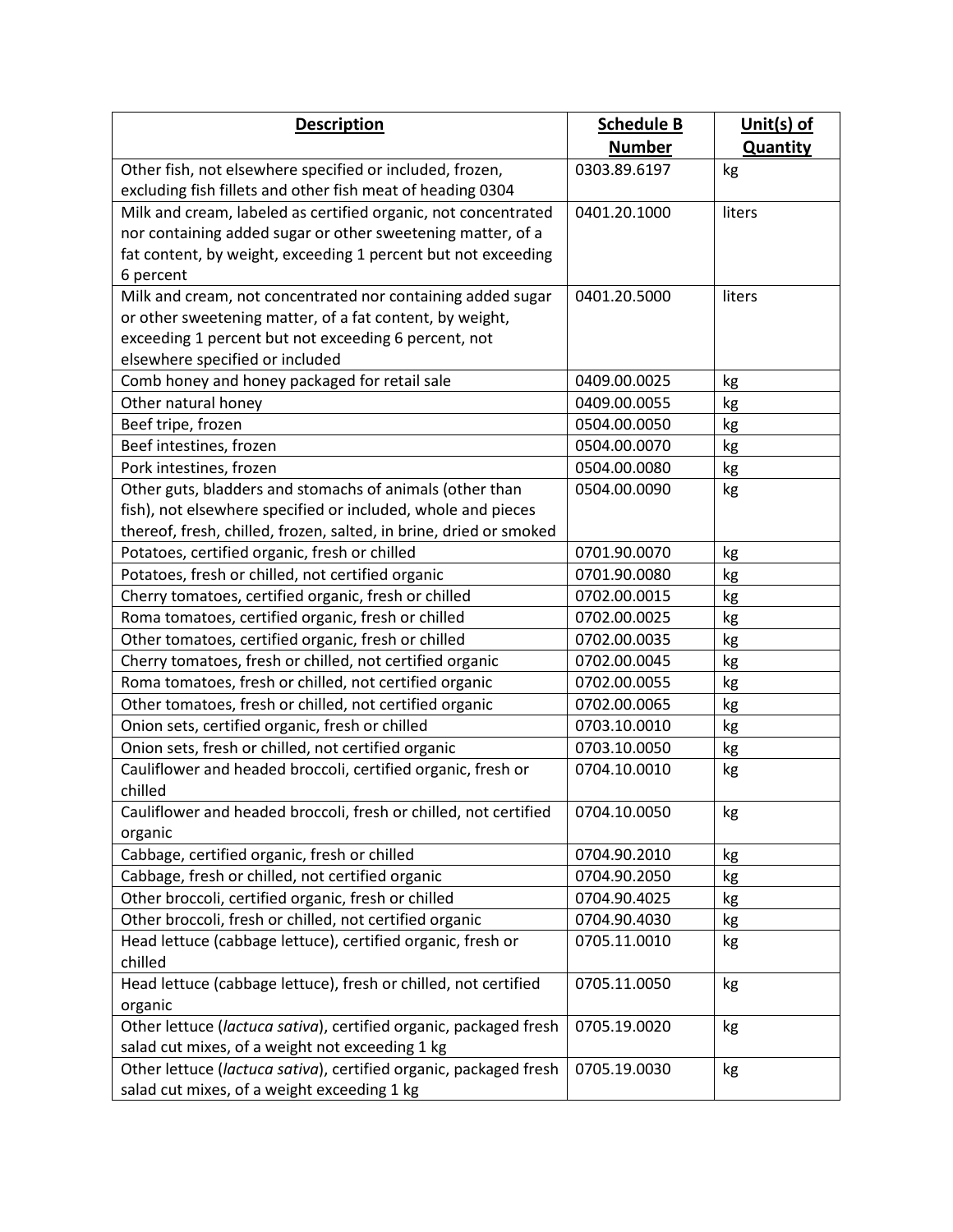| **Description** | **Schedule B Number** | **Unit(s) of Quantity** |
|---|---|---|
| Other fish, not elsewhere specified or included, frozen, excluding fish fillets and other fish meat of heading 0304 | 0303.89.6197 | kg |
| Milk and cream, labeled as certified organic, not concentrated nor containing added sugar or other sweetening matter, of a fat content, by weight, exceeding 1 percent but not exceeding 6 percent | 0401.20.1000 | liters |
| Milk and cream, not concentrated nor containing added sugar or other sweetening matter, of a fat content, by weight, exceeding 1 percent but not exceeding 6 percent, not elsewhere specified or included | 0401.20.5000 | liters |
| Comb honey and honey packaged for retail sale | 0409.00.0025 | kg |
| Other natural honey | 0409.00.0055 | kg |
| Beef tripe, frozen | 0504.00.0050 | kg |
| Beef intestines, frozen | 0504.00.0070 | kg |
| Pork intestines, frozen | 0504.00.0080 | kg |
| Other guts, bladders and stomachs of animals (other than fish), not elsewhere specified or included, whole and pieces thereof, fresh, chilled, frozen, salted, in brine, dried or smoked | 0504.00.0090 | kg |
| Potatoes, certified organic, fresh or chilled | 0701.90.0070 | kg |
| Potatoes, fresh or chilled, not certified organic | 0701.90.0080 | kg |
| Cherry tomatoes, certified organic, fresh or chilled | 0702.00.0015 | kg |
| Roma tomatoes, certified organic, fresh or chilled | 0702.00.0025 | kg |
| Other tomatoes, certified organic, fresh or chilled | 0702.00.0035 | kg |
| Cherry tomatoes, fresh or chilled, not certified organic | 0702.00.0045 | kg |
| Roma tomatoes, fresh or chilled, not certified organic | 0702.00.0055 | kg |
| Other tomatoes, fresh or chilled, not certified organic | 0702.00.0065 | kg |
| Onion sets, certified organic, fresh or chilled | 0703.10.0010 | kg |
| Onion sets, fresh or chilled, not certified organic | 0703.10.0050 | kg |
| Cauliflower and headed broccoli, certified organic, fresh or chilled | 0704.10.0010 | kg |
| Cauliflower and headed broccoli, fresh or chilled, not certified organic | 0704.10.0050 | kg |
| Cabbage, certified organic, fresh or chilled | 0704.90.2010 | kg |
| Cabbage, fresh or chilled, not certified organic | 0704.90.2050 | kg |
| Other broccoli, certified organic, fresh or chilled | 0704.90.4025 | kg |
| Other broccoli, fresh or chilled, not certified organic | 0704.90.4030 | kg |
| Head lettuce (cabbage lettuce), certified organic, fresh or chilled | 0705.11.0010 | kg |
| Head lettuce (cabbage lettuce), fresh or chilled, not certified organic | 0705.11.0050 | kg |
| Other lettuce (*lactuca sativa*), certified organic, packaged fresh salad cut mixes, of a weight not exceeding 1 kg | 0705.19.0020 | kg |
| Other lettuce (*lactuca sativa*), certified organic, packaged fresh salad cut mixes, of a weight exceeding 1 kg | 0705.19.0030 | kg |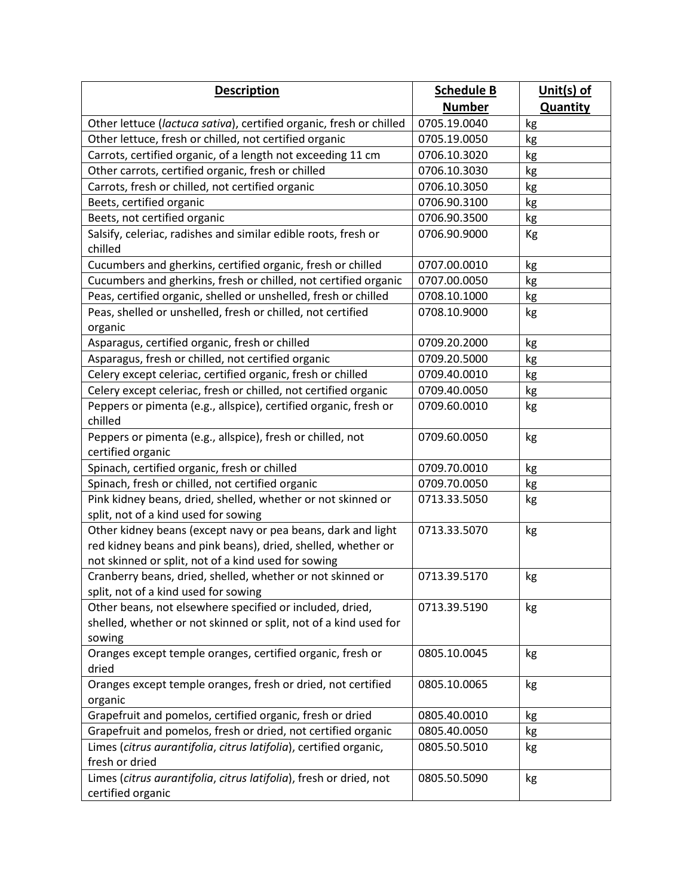| **Description** | **Schedule B Number** | **Unit(s) of Quantity** |
|---|---|---|
| Other lettuce (*lactuca sativa*), certified organic, fresh or chilled | 0705.19.0040 | kg |
| Other lettuce, fresh or chilled, not certified organic | 0705.19.0050 | kg |
| Carrots, certified organic, of a length not exceeding 11 cm | 0706.10.3020 | kg |
| Other carrots, certified organic, fresh or chilled | 0706.10.3030 | kg |
| Carrots, fresh or chilled, not certified organic | 0706.10.3050 | kg |
| Beets, certified organic | 0706.90.3100 | kg |
| Beets, not certified organic | 0706.90.3500 | kg |
| Salsify, celeriac, radishes and similar edible roots, fresh or chilled | 0706.90.9000 | Kg |
| Cucumbers and gherkins, certified organic, fresh or chilled | 0707.00.0010 | kg |
| Cucumbers and gherkins, fresh or chilled, not certified organic | 0707.00.0050 | kg |
| Peas, certified organic, shelled or unshelled, fresh or chilled | 0708.10.1000 | kg |
| Peas, shelled or unshelled, fresh or chilled, not certified organic | 0708.10.9000 | kg |
| Asparagus, certified organic, fresh or chilled | 0709.20.2000 | kg |
| Asparagus, fresh or chilled, not certified organic | 0709.20.5000 | kg |
| Celery except celeriac, certified organic, fresh or chilled | 0709.40.0010 | kg |
| Celery except celeriac, fresh or chilled, not certified organic | 0709.40.0050 | kg |
| Peppers or pimenta (e.g., allspice), certified organic, fresh or chilled | 0709.60.0010 | kg |
| Peppers or pimenta (e.g., allspice), fresh or chilled, not certified organic | 0709.60.0050 | kg |
| Spinach, certified organic, fresh or chilled | 0709.70.0010 | kg |
| Spinach, fresh or chilled, not certified organic | 0709.70.0050 | kg |
| Pink kidney beans, dried, shelled, whether or not skinned or split, not of a kind used for sowing | 0713.33.5050 | kg |
| Other kidney beans (except navy or pea beans, dark and light red kidney beans and pink beans), dried, shelled, whether or not skinned or split, not of a kind used for sowing | 0713.33.5070 | kg |
| Cranberry beans, dried, shelled, whether or not skinned or split, not of a kind used for sowing | 0713.39.5170 | kg |
| Other beans, not elsewhere specified or included, dried, shelled, whether or not skinned or split, not of a kind used for sowing | 0713.39.5190 | kg |
| Oranges except temple oranges, certified organic, fresh or dried | 0805.10.0045 | kg |
| Oranges except temple oranges, fresh or dried, not certified organic | 0805.10.0065 | kg |
| Grapefruit and pomelos, certified organic, fresh or dried | 0805.40.0010 | kg |
| Grapefruit and pomelos, fresh or dried, not certified organic | 0805.40.0050 | kg |
| Limes (*citrus aurantifolia*, *citrus latifolia*), certified organic, fresh or dried | 0805.50.5010 | kg |
| Limes (*citrus aurantifolia*, *citrus latifolia*), fresh or dried, not certified organic | 0805.50.5090 | kg |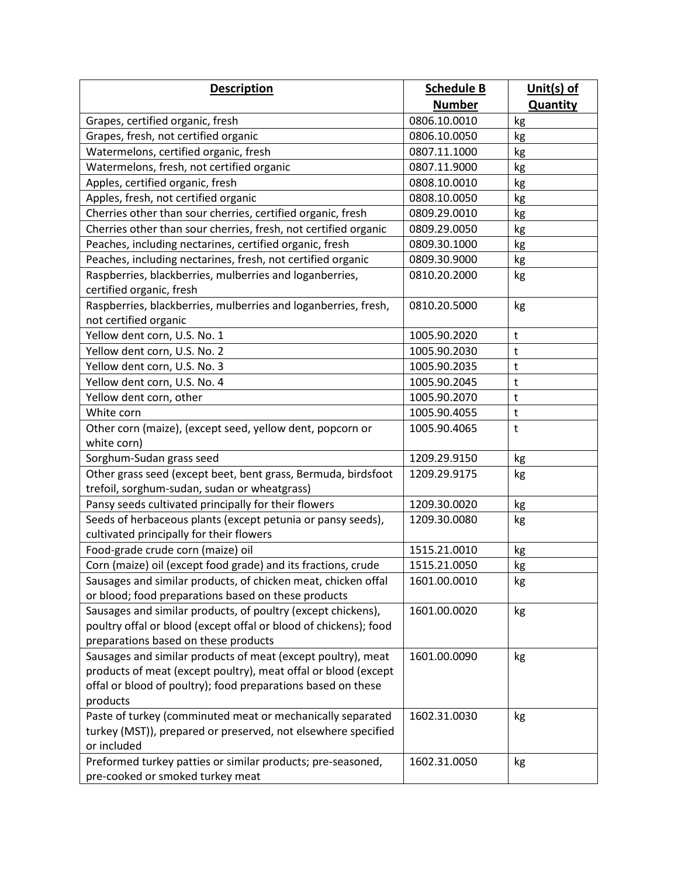| Description | Schedule B Number | Unit(s) of Quantity |
|---|---|---|
| Grapes, certified organic, fresh | 0806.10.0010 | kg |
| Grapes, fresh, not certified organic | 0806.10.0050 | kg |
| Watermelons, certified organic, fresh | 0807.11.1000 | kg |
| Watermelons, fresh, not certified organic | 0807.11.9000 | kg |
| Apples, certified organic, fresh | 0808.10.0010 | kg |
| Apples, fresh, not certified organic | 0808.10.0050 | kg |
| Cherries other than sour cherries, certified organic, fresh | 0809.29.0010 | kg |
| Cherries other than sour cherries, fresh, not certified organic | 0809.29.0050 | kg |
| Peaches, including nectarines, certified organic, fresh | 0809.30.1000 | kg |
| Peaches, including nectarines, fresh, not certified organic | 0809.30.9000 | kg |
| Raspberries, blackberries, mulberries and loganberries, certified organic, fresh | 0810.20.2000 | kg |
| Raspberries, blackberries, mulberries and loganberries, fresh, not certified organic | 0810.20.5000 | kg |
| Yellow dent corn, U.S. No. 1 | 1005.90.2020 | t |
| Yellow dent corn, U.S. No. 2 | 1005.90.2030 | t |
| Yellow dent corn, U.S. No. 3 | 1005.90.2035 | t |
| Yellow dent corn, U.S. No. 4 | 1005.90.2045 | t |
| Yellow dent corn, other | 1005.90.2070 | t |
| White corn | 1005.90.4055 | t |
| Other corn (maize), (except seed, yellow dent, popcorn or white corn) | 1005.90.4065 | t |
| Sorghum-Sudan grass seed | 1209.29.9150 | kg |
| Other grass seed (except beet, bent grass, Bermuda, birdsfoot trefoil, sorghum-sudan, sudan or wheatgrass) | 1209.29.9175 | kg |
| Pansy seeds cultivated principally for their flowers | 1209.30.0020 | kg |
| Seeds of herbaceous plants (except petunia or pansy seeds), cultivated principally for their flowers | 1209.30.0080 | kg |
| Food-grade crude corn (maize) oil | 1515.21.0010 | kg |
| Corn (maize) oil (except food grade) and its fractions, crude | 1515.21.0050 | kg |
| Sausages and similar products, of chicken meat, chicken offal or blood; food preparations based on these products | 1601.00.0010 | kg |
| Sausages and similar products, of poultry (except chickens), poultry offal or blood (except offal or blood of chickens); food preparations based on these products | 1601.00.0020 | kg |
| Sausages and similar products of meat (except poultry), meat products of meat (except poultry), meat offal or blood (except offal or blood of poultry); food preparations based on these products | 1601.00.0090 | kg |
| Paste of turkey (comminuted meat or mechanically separated turkey (MST)), prepared or preserved, not elsewhere specified or included | 1602.31.0030 | kg |
| Preformed turkey patties or similar products; pre-seasoned, pre-cooked or smoked turkey meat | 1602.31.0050 | kg |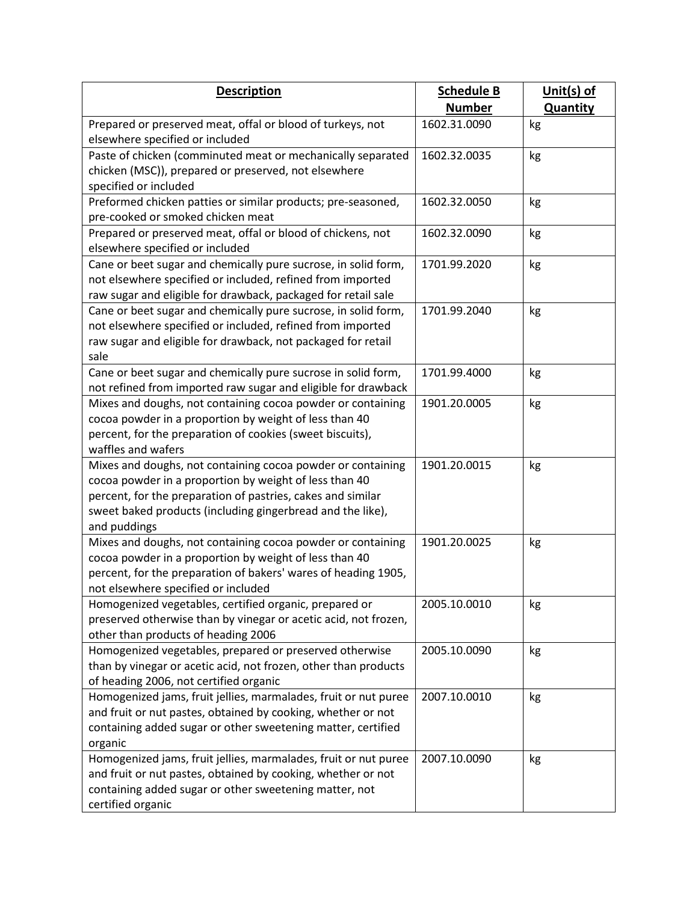| Description | Schedule B Number | Unit(s) of Quantity |
|---|---|---|
| Prepared or preserved meat, offal or blood of turkeys, not elsewhere specified or included | 1602.31.0090 | kg |
| Paste of chicken (comminuted meat or mechanically separated chicken (MSC)), prepared or preserved, not elsewhere specified or included | 1602.32.0035 | kg |
| Preformed chicken patties or similar products; pre-seasoned, pre-cooked or smoked chicken meat | 1602.32.0050 | kg |
| Prepared or preserved meat, offal or blood of chickens, not elsewhere specified or included | 1602.32.0090 | kg |
| Cane or beet sugar and chemically pure sucrose, in solid form, not elsewhere specified or included, refined from imported raw sugar and eligible for drawback, packaged for retail sale | 1701.99.2020 | kg |
| Cane or beet sugar and chemically pure sucrose, in solid form, not elsewhere specified or included, refined from imported raw sugar and eligible for drawback, not packaged for retail sale | 1701.99.2040 | kg |
| Cane or beet sugar and chemically pure sucrose in solid form, not refined from imported raw sugar and eligible for drawback | 1701.99.4000 | kg |
| Mixes and doughs, not containing cocoa powder or containing cocoa powder in a proportion by weight of less than 40 percent, for the preparation of cookies (sweet biscuits), waffles and wafers | 1901.20.0005 | kg |
| Mixes and doughs, not containing cocoa powder or containing cocoa powder in a proportion by weight of less than 40 percent, for the preparation of pastries, cakes and similar sweet baked products (including gingerbread and the like), and puddings | 1901.20.0015 | kg |
| Mixes and doughs, not containing cocoa powder or containing cocoa powder in a proportion by weight of less than 40 percent, for the preparation of bakers' wares of heading 1905, not elsewhere specified or included | 1901.20.0025 | kg |
| Homogenized vegetables, certified organic, prepared or preserved otherwise than by vinegar or acetic acid, not frozen, other than products of heading 2006 | 2005.10.0010 | kg |
| Homogenized vegetables, prepared or preserved otherwise than by vinegar or acetic acid, not frozen, other than products of heading 2006, not certified organic | 2005.10.0090 | kg |
| Homogenized jams, fruit jellies, marmalades, fruit or nut puree and fruit or nut pastes, obtained by cooking, whether or not containing added sugar or other sweetening matter, certified organic | 2007.10.0010 | kg |
| Homogenized jams, fruit jellies, marmalades, fruit or nut puree and fruit or nut pastes, obtained by cooking, whether or not containing added sugar or other sweetening matter, not certified organic | 2007.10.0090 | kg |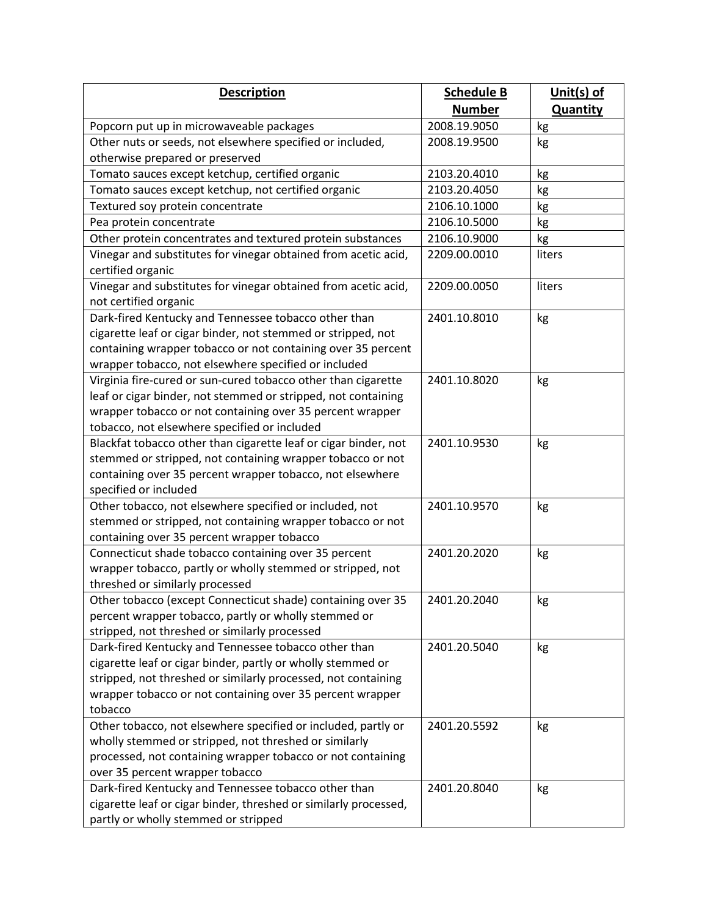| Description | Schedule B Number | Unit(s) of Quantity |
|---|---|---|
| Popcorn put up in microwaveable packages | 2008.19.9050 | kg |
| Other nuts or seeds, not elsewhere specified or included, otherwise prepared or preserved | 2008.19.9500 | kg |
| Tomato sauces except ketchup, certified organic | 2103.20.4010 | kg |
| Tomato sauces except ketchup, not certified organic | 2103.20.4050 | kg |
| Textured soy protein concentrate | 2106.10.1000 | kg |
| Pea protein concentrate | 2106.10.5000 | kg |
| Other protein concentrates and textured protein substances | 2106.10.9000 | kg |
| Vinegar and substitutes for vinegar obtained from acetic acid, certified organic | 2209.00.0010 | liters |
| Vinegar and substitutes for vinegar obtained from acetic acid, not certified organic | 2209.00.0050 | liters |
| Dark-fired Kentucky and Tennessee tobacco other than cigarette leaf or cigar binder, not stemmed or stripped, not containing wrapper tobacco or not containing over 35 percent wrapper tobacco, not elsewhere specified or included | 2401.10.8010 | kg |
| Virginia fire-cured or sun-cured tobacco other than cigarette leaf or cigar binder, not stemmed or stripped, not containing wrapper tobacco or not containing over 35 percent wrapper tobacco, not elsewhere specified or included | 2401.10.8020 | kg |
| Blackfat tobacco other than cigarette leaf or cigar binder, not stemmed or stripped, not containing wrapper tobacco or not containing over 35 percent wrapper tobacco, not elsewhere specified or included | 2401.10.9530 | kg |
| Other tobacco, not elsewhere specified or included, not stemmed or stripped, not containing wrapper tobacco or not containing over 35 percent wrapper tobacco | 2401.10.9570 | kg |
| Connecticut shade tobacco containing over 35 percent wrapper tobacco, partly or wholly stemmed or stripped, not threshed or similarly processed | 2401.20.2020 | kg |
| Other tobacco (except Connecticut shade) containing over 35 percent wrapper tobacco, partly or wholly stemmed or stripped, not threshed or similarly processed | 2401.20.2040 | kg |
| Dark-fired Kentucky and Tennessee tobacco other than cigarette leaf or cigar binder, partly or wholly stemmed or stripped, not threshed or similarly processed, not containing wrapper tobacco or not containing over 35 percent wrapper tobacco | 2401.20.5040 | kg |
| Other tobacco, not elsewhere specified or included, partly or wholly stemmed or stripped, not threshed or similarly processed, not containing wrapper tobacco or not containing over 35 percent wrapper tobacco | 2401.20.5592 | kg |
| Dark-fired Kentucky and Tennessee tobacco other than cigarette leaf or cigar binder, threshed or similarly processed, partly or wholly stemmed or stripped | 2401.20.8040 | kg |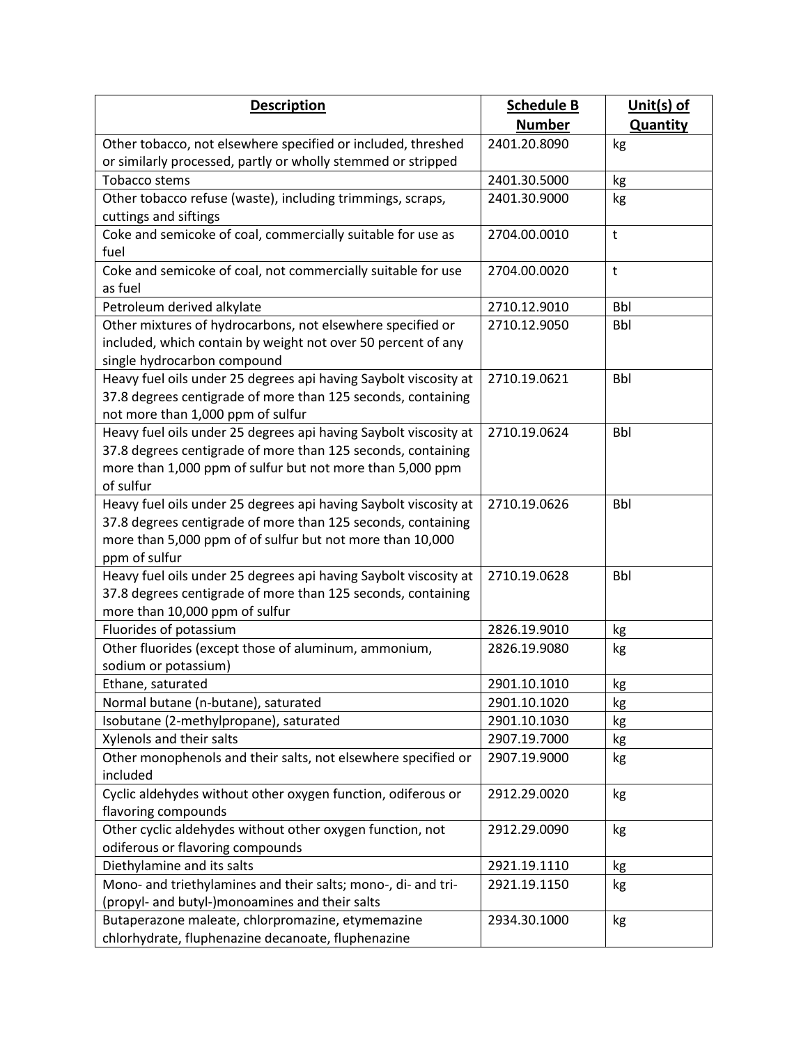| Description | Schedule B Number | Unit(s) of Quantity |
|---|---|---|
| Other tobacco, not elsewhere specified or included, threshed or similarly processed, partly or wholly stemmed or stripped | 2401.20.8090 | kg |
| Tobacco stems | 2401.30.5000 | kg |
| Other tobacco refuse (waste), including trimmings, scraps, cuttings and siftings | 2401.30.9000 | kg |
| Coke and semicoke of coal, commercially suitable for use as fuel | 2704.00.0010 | t |
| Coke and semicoke of coal, not commercially suitable for use as fuel | 2704.00.0020 | t |
| Petroleum derived alkylate | 2710.12.9010 | Bbl |
| Other mixtures of hydrocarbons, not elsewhere specified or included, which contain by weight not over 50 percent of any single hydrocarbon compound | 2710.12.9050 | Bbl |
| Heavy fuel oils under 25 degrees api having Saybolt viscosity at 37.8 degrees centigrade of more than 125 seconds, containing not more than 1,000 ppm of sulfur | 2710.19.0621 | Bbl |
| Heavy fuel oils under 25 degrees api having Saybolt viscosity at 37.8 degrees centigrade of more than 125 seconds, containing more than 1,000 ppm of sulfur but not more than 5,000 ppm of sulfur | 2710.19.0624 | Bbl |
| Heavy fuel oils under 25 degrees api having Saybolt viscosity at 37.8 degrees centigrade of more than 125 seconds, containing more than 5,000 ppm of of sulfur but not more than 10,000 ppm of sulfur | 2710.19.0626 | Bbl |
| Heavy fuel oils under 25 degrees api having Saybolt viscosity at 37.8 degrees centigrade of more than 125 seconds, containing more than 10,000 ppm of sulfur | 2710.19.0628 | Bbl |
| Fluorides of potassium | 2826.19.9010 | kg |
| Other fluorides (except those of aluminum, ammonium, sodium or potassium) | 2826.19.9080 | kg |
| Ethane, saturated | 2901.10.1010 | kg |
| Normal butane (n-butane), saturated | 2901.10.1020 | kg |
| Isobutane (2-methylpropane), saturated | 2901.10.1030 | kg |
| Xylenols and their salts | 2907.19.7000 | kg |
| Other monophenols and their salts, not elsewhere specified or included | 2907.19.9000 | kg |
| Cyclic aldehydes without other oxygen function, odiferous or flavoring compounds | 2912.29.0020 | kg |
| Other cyclic aldehydes without other oxygen function, not odiferous or flavoring compounds | 2912.29.0090 | kg |
| Diethylamine and its salts | 2921.19.1110 | kg |
| Mono- and triethylamines and their salts; mono-, di- and tri-(propyl- and butyl-)monoamines and their salts | 2921.19.1150 | kg |
| Butaperazone maleate, chlorpromazine, etymemazine chlorhydrate, fluphenazine decanoate, fluphenazine | 2934.30.1000 | kg |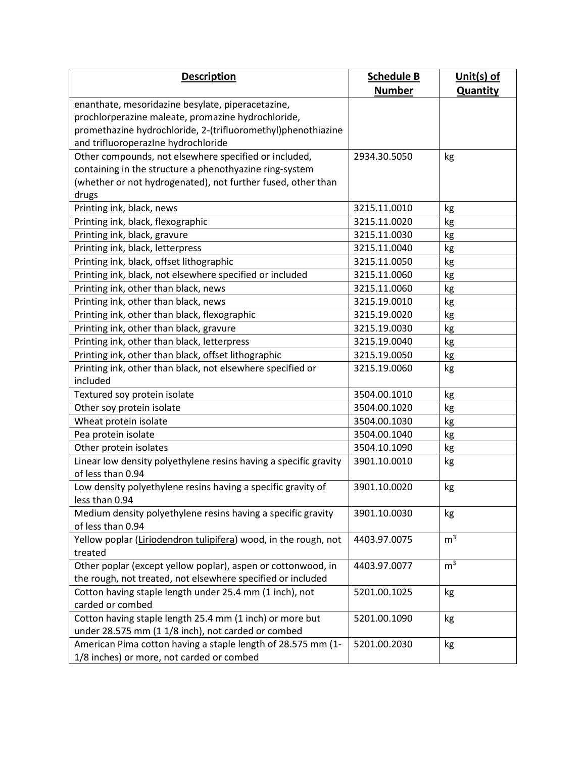| Description | Schedule B Number | Unit(s) of Quantity |
|---|---|---|
| enanthate, mesoridazine besylate, piperacetazine, prochlorperazine maleate, promazine hydrochloride, promethazine hydrochloride, 2-(trifluoromethyl)phenothiazine and trifluoroperazIne hydrochloride | | |
| Other compounds, not elsewhere specified or included, containing in the structure a phenothyazine ring-system (whether or not hydrogenated), not further fused, other than drugs | 2934.30.5050 | kg |
| Printing ink, black, news | 3215.11.0010 | kg |
| Printing ink, black, flexographic | 3215.11.0020 | kg |
| Printing ink, black, gravure | 3215.11.0030 | kg |
| Printing ink, black, letterpress | 3215.11.0040 | kg |
| Printing ink, black, offset lithographic | 3215.11.0050 | kg |
| Printing ink, black, not elsewhere specified or included | 3215.11.0060 | kg |
| Printing ink, other than black, news | 3215.11.0060 | kg |
| Printing ink, other than black, news | 3215.19.0010 | kg |
| Printing ink, other than black, flexographic | 3215.19.0020 | kg |
| Printing ink, other than black, gravure | 3215.19.0030 | kg |
| Printing ink, other than black, letterpress | 3215.19.0040 | kg |
| Printing ink, other than black, offset lithographic | 3215.19.0050 | kg |
| Printing ink, other than black, not elsewhere specified or included | 3215.19.0060 | kg |
| Textured soy protein isolate | 3504.00.1010 | kg |
| Other soy protein isolate | 3504.00.1020 | kg |
| Wheat protein isolate | 3504.00.1030 | kg |
| Pea protein isolate | 3504.00.1040 | kg |
| Other protein isolates | 3504.10.1090 | kg |
| Linear low density polyethylene resins having a specific gravity of less than 0.94 | 3901.10.0010 | kg |
| Low density polyethylene resins having a specific gravity of less than 0.94 | 3901.10.0020 | kg |
| Medium density polyethylene resins having a specific gravity of less than 0.94 | 3901.10.0030 | kg |
| Yellow poplar (Liriodendron tulipifera) wood, in the rough, not treated | 4403.97.0075 | $m^3$ |
| Other poplar (except yellow poplar), aspen or cottonwood, in the rough, not treated, not elsewhere specified or included | 4403.97.0077 | $m^3$ |
| Cotton having staple length under 25.4 mm (1 inch), not carded or combed | 5201.00.1025 | kg |
| Cotton having staple length 25.4 mm (1 inch) or more but under 28.575 mm (1 1/8 inch), not carded or combed | 5201.00.1090 | kg |
| American Pima cotton having a staple length of 28.575 mm (1-1/8 inches) or more, not carded or combed | 5201.00.2030 | kg |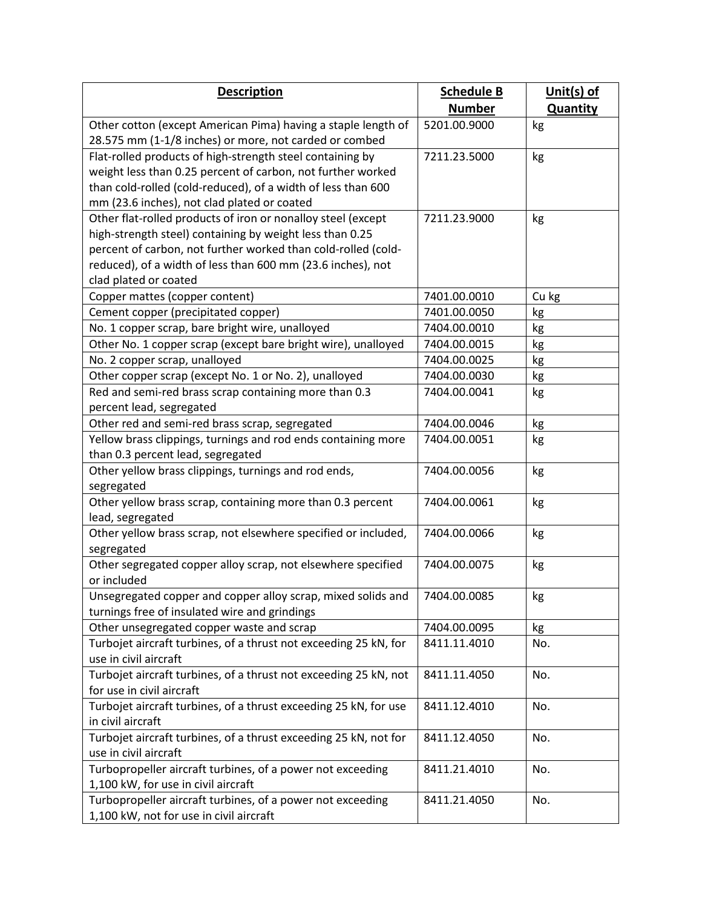| Description | Schedule B Number | Unit(s) of Quantity |
| --- | --- | --- |
| Other cotton (except American Pima) having a staple length of 28.575 mm (1-1/8 inches) or more, not carded or combed | 5201.00.9000 | kg |
| Flat-rolled products of high-strength steel containing by weight less than 0.25 percent of carbon, not further worked than cold-rolled (cold-reduced), of a width of less than 600 mm (23.6 inches), not clad plated or coated | 7211.23.5000 | kg |
| Other flat-rolled products of iron or nonalloy steel (except high-strength steel) containing by weight less than 0.25 percent of carbon, not further worked than cold-rolled (cold-reduced), of a width of less than 600 mm (23.6 inches), not clad plated or coated | 7211.23.9000 | kg |
| Copper mattes (copper content) | 7401.00.0010 | Cu kg |
| Cement copper (precipitated copper) | 7401.00.0050 | kg |
| No. 1 copper scrap, bare bright wire, unalloyed | 7404.00.0010 | kg |
| Other No. 1 copper scrap (except bare bright wire), unalloyed | 7404.00.0015 | kg |
| No. 2 copper scrap, unalloyed | 7404.00.0025 | kg |
| Other copper scrap (except No. 1 or No. 2), unalloyed | 7404.00.0030 | kg |
| Red and semi-red brass scrap containing more than 0.3 percent lead, segregated | 7404.00.0041 | kg |
| Other red and semi-red brass scrap, segregated | 7404.00.0046 | kg |
| Yellow brass clippings, turnings and rod ends containing more than 0.3 percent lead, segregated | 7404.00.0051 | kg |
| Other yellow brass clippings, turnings and rod ends, segregated | 7404.00.0056 | kg |
| Other yellow brass scrap, containing more than 0.3 percent lead, segregated | 7404.00.0061 | kg |
| Other yellow brass scrap, not elsewhere specified or included, segregated | 7404.00.0066 | kg |
| Other segregated copper alloy scrap, not elsewhere specified or included | 7404.00.0075 | kg |
| Unsegregated copper and copper alloy scrap, mixed solids and turnings free of insulated wire and grindings | 7404.00.0085 | kg |
| Other unsegregated copper waste and scrap | 7404.00.0095 | kg |
| Turbojet aircraft turbines, of a thrust not exceeding 25 kN, for use in civil aircraft | 8411.11.4010 | No. |
| Turbojet aircraft turbines, of a thrust not exceeding 25 kN, not for use in civil aircraft | 8411.11.4050 | No. |
| Turbojet aircraft turbines, of a thrust exceeding 25 kN, for use in civil aircraft | 8411.12.4010 | No. |
| Turbojet aircraft turbines, of a thrust exceeding 25 kN, not for use in civil aircraft | 8411.12.4050 | No. |
| Turbopropeller aircraft turbines, of a power not exceeding 1,100 kW, for use in civil aircraft | 8411.21.4010 | No. |
| Turbopropeller aircraft turbines, of a power not exceeding 1,100 kW, not for use in civil aircraft | 8411.21.4050 | No. |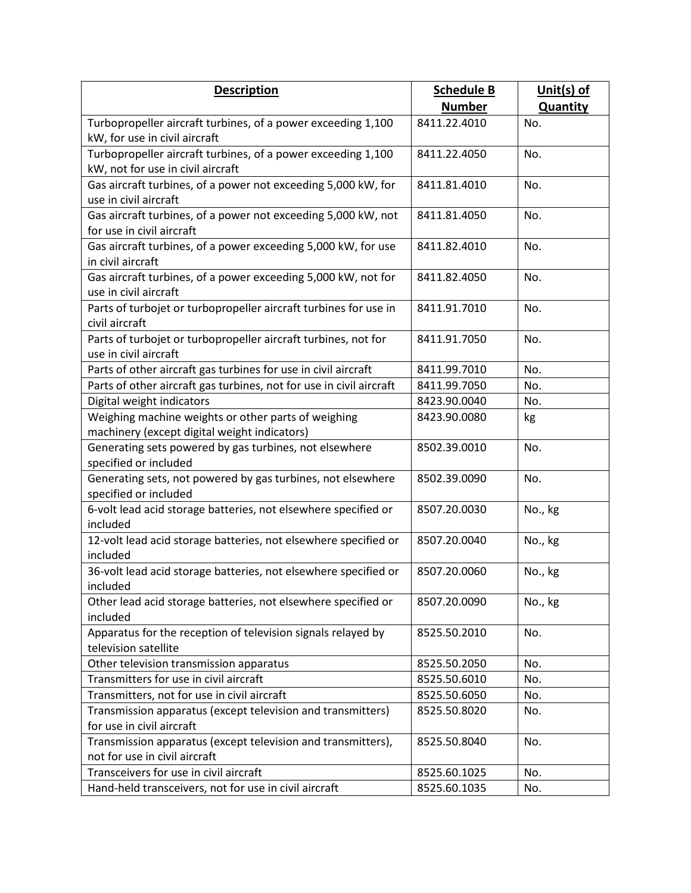| **Description** | **Schedule B Number** | **Unit(s) of Quantity** |
|---|---|---|
| Turbopropeller aircraft turbines, of a power exceeding 1,100 kW, for use in civil aircraft | 8411.22.4010 | No. |
| Turbopropeller aircraft turbines, of a power exceeding 1,100 kW, not for use in civil aircraft | 8411.22.4050 | No. |
| Gas aircraft turbines, of a power not exceeding 5,000 kW, for use in civil aircraft | 8411.81.4010 | No. |
| Gas aircraft turbines, of a power not exceeding 5,000 kW, not for use in civil aircraft | 8411.81.4050 | No. |
| Gas aircraft turbines, of a power exceeding 5,000 kW, for use in civil aircraft | 8411.82.4010 | No. |
| Gas aircraft turbines, of a power exceeding 5,000 kW, not for use in civil aircraft | 8411.82.4050 | No. |
| Parts of turbojet or turbopropeller aircraft turbines for use in civil aircraft | 8411.91.7010 | No. |
| Parts of turbojet or turbopropeller aircraft turbines, not for use in civil aircraft | 8411.91.7050 | No. |
| Parts of other aircraft gas turbines for use in civil aircraft | 8411.99.7010 | No. |
| Parts of other aircraft gas turbines, not for use in civil aircraft | 8411.99.7050 | No. |
| Digital weight indicators | 8423.90.0040 | No. |
| Weighing machine weights or other parts of weighing machinery (except digital weight indicators) | 8423.90.0080 | kg |
| Generating sets powered by gas turbines, not elsewhere specified or included | 8502.39.0010 | No. |
| Generating sets, not powered by gas turbines, not elsewhere specified or included | 8502.39.0090 | No. |
| 6-volt lead acid storage batteries, not elsewhere specified or included | 8507.20.0030 | No., kg |
| 12-volt lead acid storage batteries, not elsewhere specified or included | 8507.20.0040 | No., kg |
| 36-volt lead acid storage batteries, not elsewhere specified or included | 8507.20.0060 | No., kg |
| Other lead acid storage batteries, not elsewhere specified or included | 8507.20.0090 | No., kg |
| Apparatus for the reception of television signals relayed by television satellite | 8525.50.2010 | No. |
| Other television transmission apparatus | 8525.50.2050 | No. |
| Transmitters for use in civil aircraft | 8525.50.6010 | No. |
| Transmitters, not for use in civil aircraft | 8525.50.6050 | No. |
| Transmission apparatus (except television and transmitters) for use in civil aircraft | 8525.50.8020 | No. |
| Transmission apparatus (except television and transmitters), not for use in civil aircraft | 8525.50.8040 | No. |
| Transceivers for use in civil aircraft | 8525.60.1025 | No. |
| Hand-held transceivers, not for use in civil aircraft | 8525.60.1035 | No. |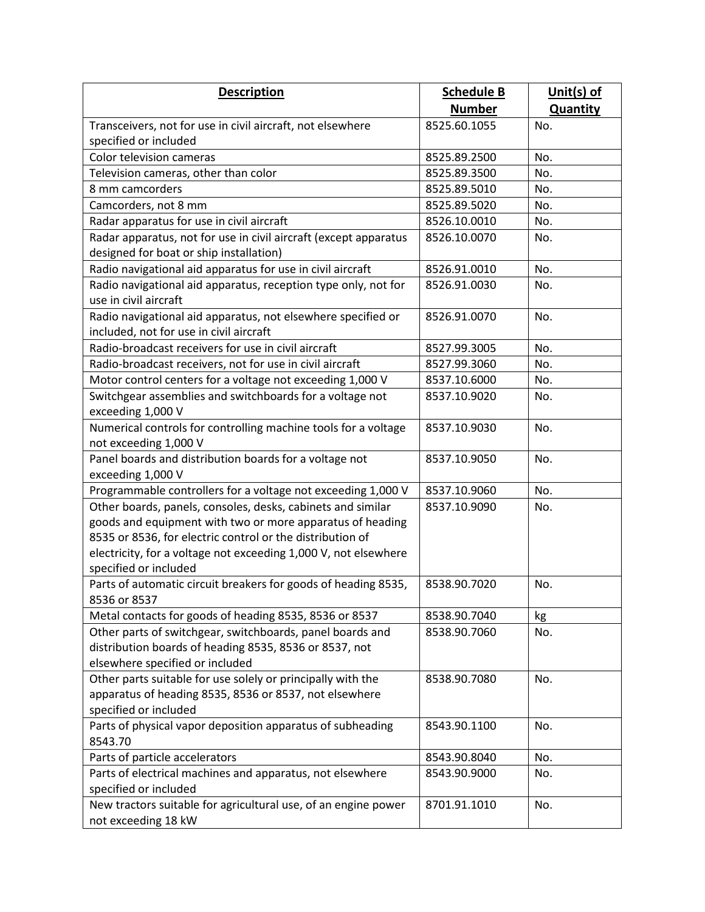| Description | Schedule B Number | Unit(s) of Quantity |
|---|---|---|
| Transceivers, not for use in civil aircraft, not elsewhere specified or included | 8525.60.1055 | No. |
| Color television cameras | 8525.89.2500 | No. |
| Television cameras, other than color | 8525.89.3500 | No. |
| 8 mm camcorders | 8525.89.5010 | No. |
| Camcorders, not 8 mm | 8525.89.5020 | No. |
| Radar apparatus for use in civil aircraft | 8526.10.0010 | No. |
| Radar apparatus, not for use in civil aircraft (except apparatus designed for boat or ship installation) | 8526.10.0070 | No. |
| Radio navigational aid apparatus for use in civil aircraft | 8526.91.0010 | No. |
| Radio navigational aid apparatus, reception type only, not for use in civil aircraft | 8526.91.0030 | No. |
| Radio navigational aid apparatus, not elsewhere specified or included, not for use in civil aircraft | 8526.91.0070 | No. |
| Radio-broadcast receivers for use in civil aircraft | 8527.99.3005 | No. |
| Radio-broadcast receivers, not for use in civil aircraft | 8527.99.3060 | No. |
| Motor control centers for a voltage not exceeding 1,000 V | 8537.10.6000 | No. |
| Switchgear assemblies and switchboards for a voltage not exceeding 1,000 V | 8537.10.9020 | No. |
| Numerical controls for controlling machine tools for a voltage not exceeding 1,000 V | 8537.10.9030 | No. |
| Panel boards and distribution boards for a voltage not exceeding 1,000 V | 8537.10.9050 | No. |
| Programmable controllers for a voltage not exceeding 1,000 V | 8537.10.9060 | No. |
| Other boards, panels, consoles, desks, cabinets and similar goods and equipment with two or more apparatus of heading 8535 or 8536, for electric control or the distribution of electricity, for a voltage not exceeding 1,000 V, not elsewhere specified or included | 8537.10.9090 | No. |
| Parts of automatic circuit breakers for goods of heading 8535, 8536 or 8537 | 8538.90.7020 | No. |
| Metal contacts for goods of heading 8535, 8536 or 8537 | 8538.90.7040 | kg |
| Other parts of switchgear, switchboards, panel boards and distribution boards of heading 8535, 8536 or 8537, not elsewhere specified or included | 8538.90.7060 | No. |
| Other parts suitable for use solely or principally with the apparatus of heading 8535, 8536 or 8537, not elsewhere specified or included | 8538.90.7080 | No. |
| Parts of physical vapor deposition apparatus of subheading 8543.70 | 8543.90.1100 | No. |
| Parts of particle accelerators | 8543.90.8040 | No. |
| Parts of electrical machines and apparatus, not elsewhere specified or included | 8543.90.9000 | No. |
| New tractors suitable for agricultural use, of an engine power not exceeding 18 kW | 8701.91.1010 | No. |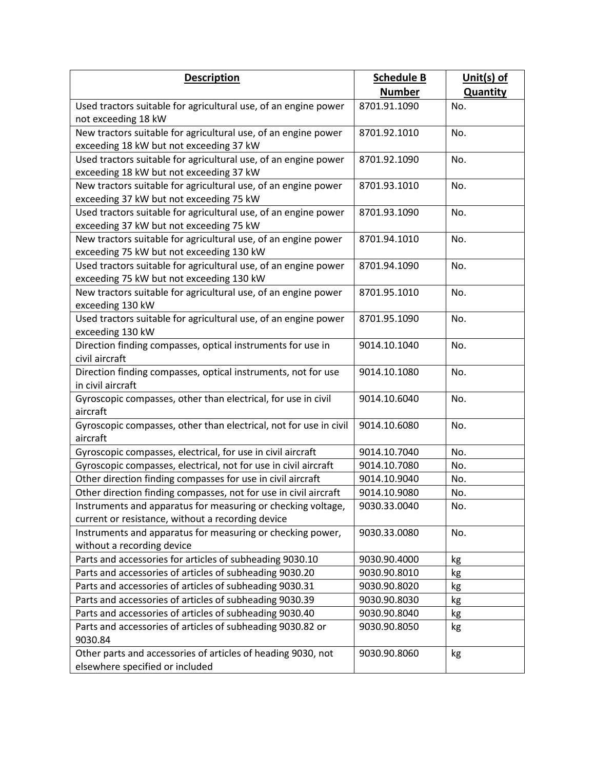| Description | Schedule B Number | Unit(s) of Quantity |
|---|---|---|
| Used tractors suitable for agricultural use, of an engine power not exceeding 18 kW | 8701.91.1090 | No. |
| New tractors suitable for agricultural use, of an engine power exceeding 18 kW but not exceeding 37 kW | 8701.92.1010 | No. |
| Used tractors suitable for agricultural use, of an engine power exceeding 18 kW but not exceeding 37 kW | 8701.92.1090 | No. |
| New tractors suitable for agricultural use, of an engine power exceeding 37 kW but not exceeding 75 kW | 8701.93.1010 | No. |
| Used tractors suitable for agricultural use, of an engine power exceeding 37 kW but not exceeding 75 kW | 8701.93.1090 | No. |
| New tractors suitable for agricultural use, of an engine power exceeding 75 kW but not exceeding 130 kW | 8701.94.1010 | No. |
| Used tractors suitable for agricultural use, of an engine power exceeding 75 kW but not exceeding 130 kW | 8701.94.1090 | No. |
| New tractors suitable for agricultural use, of an engine power exceeding 130 kW | 8701.95.1010 | No. |
| Used tractors suitable for agricultural use, of an engine power exceeding 130 kW | 8701.95.1090 | No. |
| Direction finding compasses, optical instruments for use in civil aircraft | 9014.10.1040 | No. |
| Direction finding compasses, optical instruments, not for use in civil aircraft | 9014.10.1080 | No. |
| Gyroscopic compasses, other than electrical, for use in civil aircraft | 9014.10.6040 | No. |
| Gyroscopic compasses, other than electrical, not for use in civil aircraft | 9014.10.6080 | No. |
| Gyroscopic compasses, electrical, for use in civil aircraft | 9014.10.7040 | No. |
| Gyroscopic compasses, electrical, not for use in civil aircraft | 9014.10.7080 | No. |
| Other direction finding compasses for use in civil aircraft | 9014.10.9040 | No. |
| Other direction finding compasses, not for use in civil aircraft | 9014.10.9080 | No. |
| Instruments and apparatus for measuring or checking voltage, current or resistance, without a recording device | 9030.33.0040 | No. |
| Instruments and apparatus for measuring or checking power, without a recording device | 9030.33.0080 | No. |
| Parts and accessories for articles of subheading 9030.10 | 9030.90.4000 | kg |
| Parts and accessories of articles of subheading 9030.20 | 9030.90.8010 | kg |
| Parts and accessories of articles of subheading 9030.31 | 9030.90.8020 | kg |
| Parts and accessories of articles of subheading 9030.39 | 9030.90.8030 | kg |
| Parts and accessories of articles of subheading 9030.40 | 9030.90.8040 | kg |
| Parts and accessories of articles of subheading 9030.82 or 9030.84 | 9030.90.8050 | kg |
| Other parts and accessories of articles of heading 9030, not elsewhere specified or included | 9030.90.8060 | kg |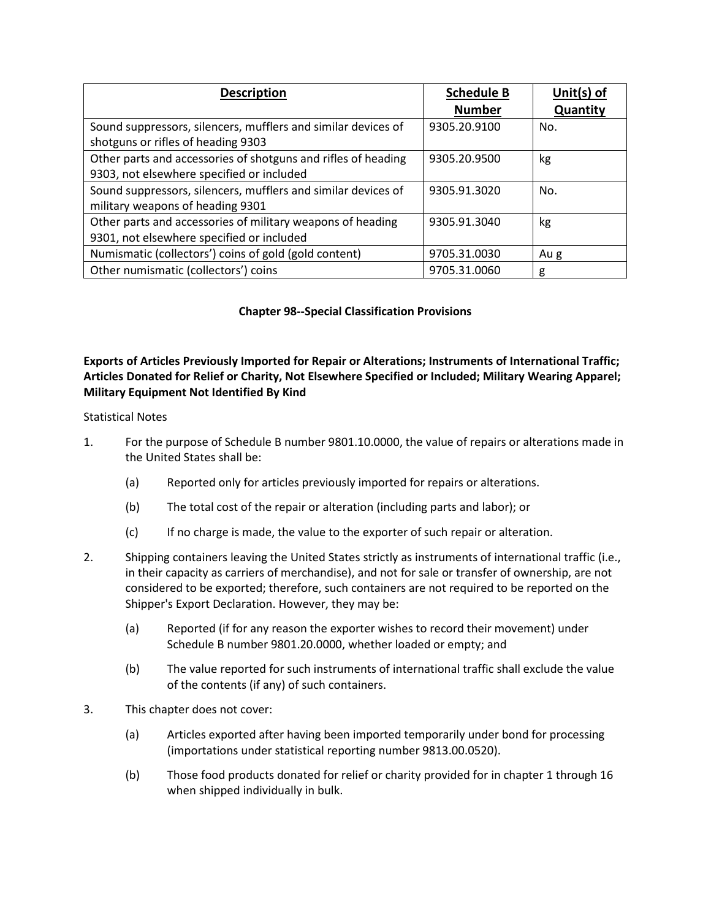| Description | Schedule B Number | Unit(s) of Quantity |
|---|---|---|
| Sound suppressors, silencers, mufflers and similar devices of shotguns or rifles of heading 9303 | 9305.20.9100 | No. |
| Other parts and accessories of shotguns and rifles of heading 9303, not elsewhere specified or included | 9305.20.9500 | kg |
| Sound suppressors, silencers, mufflers and similar devices of military weapons of heading 9301 | 9305.91.3020 | No. |
| Other parts and accessories of military weapons of heading 9301, not elsewhere specified or included | 9305.91.3040 | kg |
| Numismatic (collectors') coins of gold (gold content) | 9705.31.0030 | Au g |
| Other numismatic (collectors') coins | 9705.31.0060 | g |

## Chapter 98--Special Classification Provisions

**Exports of Articles Previously Imported for Repair or Alterations; Instruments of International Traffic; Articles Donated for Relief or Charity, Not Elsewhere Specified or Included; Military Wearing Apparel; Military Equipment Not Identified By Kind**

Statistical Notes

1. For the purpose of Schedule B number 9801.10.0000, the value of repairs or alterations made in the United States shall be:
   (a) Reported only for articles previously imported for repairs or alterations.
   (b) The total cost of the repair or alteration (including parts and labor); or
   (c) If no charge is made, the value to the exporter of such repair or alteration.

2. Shipping containers leaving the United States strictly as instruments of international traffic (i.e., in their capacity as carriers of merchandise), and not for sale or transfer of ownership, are not considered to be exported; therefore, such containers are not required to be reported on the Shipper's Export Declaration. However, they may be:
   (a) Reported (if for any reason the exporter wishes to record their movement) under Schedule B number 9801.20.0000, whether loaded or empty; and
   (b) The value reported for such instruments of international traffic shall exclude the value of the contents (if any) of such containers.

3. This chapter does not cover:
   (a) Articles exported after having been imported temporarily under bond for processing (importations under statistical reporting number 9813.00.0520).
   (b) Those food products donated for relief or charity provided for in chapter 1 through 16 when shipped individually in bulk.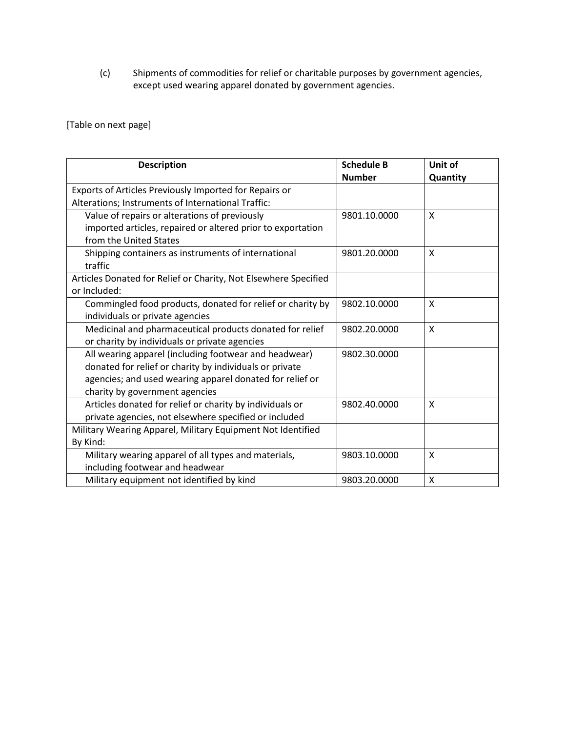(c) Shipments of commodities for relief or charitable purposes by government agencies, except used wearing apparel donated by government agencies.

[Table on next page]

| Description | Schedule B Number | Unit of Quantity |
| --- | --- | --- |
| Exports of Articles Previously Imported for Repairs or Alterations; Instruments of International Traffic: | | |
| Value of repairs or alterations of previously imported articles, repaired or altered prior to exportation from the United States | 9801.10.0000 | X |
| Shipping containers as instruments of international traffic | 9801.20.0000 | X |
| Articles Donated for Relief or Charity, Not Elsewhere Specified or Included: | | |
| Commingled food products, donated for relief or charity by individuals or private agencies | 9802.10.0000 | X |
| Medicinal and pharmaceutical products donated for relief or charity by individuals or private agencies | 9802.20.0000 | X |
| All wearing apparel (including footwear and headwear) donated for relief or charity by individuals or private agencies; and used wearing apparel donated for relief or charity by government agencies | 9802.30.0000 | |
| Articles donated for relief or charity by individuals or private agencies, not elsewhere specified or included | 9802.40.0000 | X |
| Military Wearing Apparel, Military Equipment Not Identified By Kind: | | |
| Military wearing apparel of all types and materials, including footwear and headwear | 9803.10.0000 | X |
| Military equipment not identified by kind | 9803.20.0000 | X |